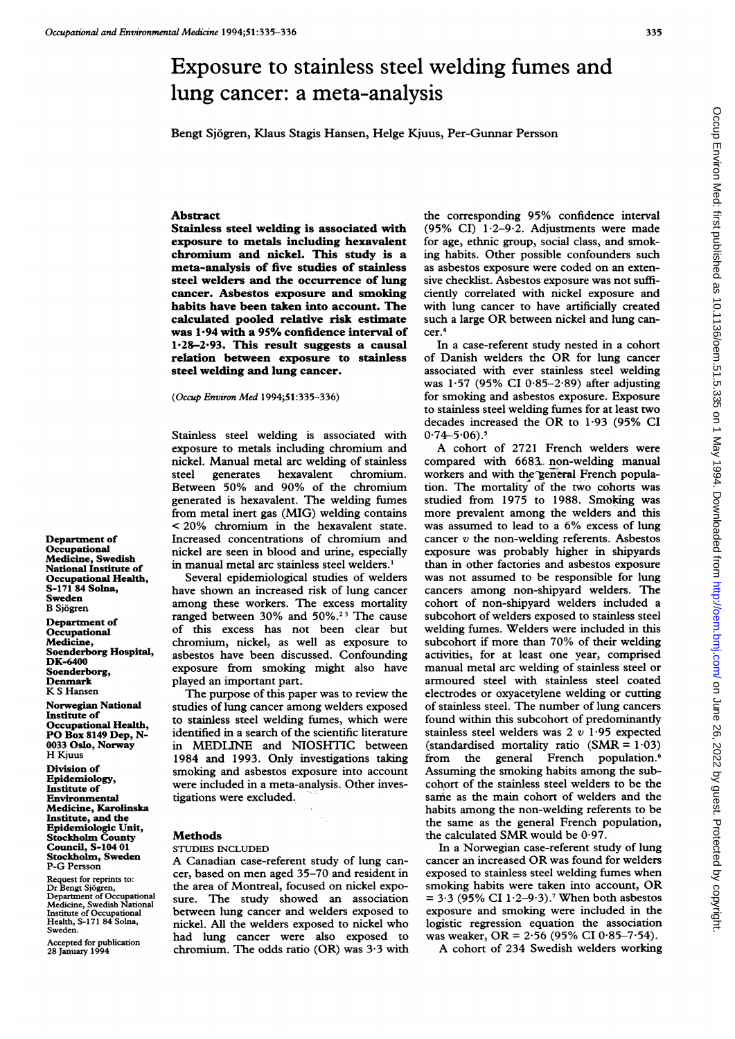# Exposure to stainless steel welding fumes and lung cancer: a meta-analysis

Bengt Sjögren, Klaus Stagis Hansen, Helge Kjuus, Per-Gunnar Persson

## Abstract

**Stainless steel welding is associated with exposure to metals including hexavalent chromium and nickel. This study is a meta-analysis of five studies of stainless steel welders and the occurrence of lung cancer. Asbestos exposure and smoking habits have been taken into account. The calculated pooled relative risk estimate was 1·94 with a 95% confidence interval of 1·28–2·93. This result suggests a causal relation between exposure to stainless steel welding and lung cancer.**

(*Occup Environ Med* 1994;51:335–336)

Stainless steel welding is associated with exposure to metals including chromium and nickel. Manual metal arc welding of stainless steel generates hexavalent chromium. Between 50% and 90% of the chromium generated is hexavalent. The welding fumes from metal inert gas (MIG) welding contains < 20% chromium in the hexavalent state. Increased concentrations of chromium and nickel are seen in blood and urine, especially in manual metal arc stainless steel welders.[1]

Several epidemiological studies of welders have shown an increased risk of lung cancer among these workers. The excess mortality ranged between 30% and 50%.[2,3] The cause of this excess has not been clear but chromium, nickel, as well as exposure to asbestos have been discussed. Confounding exposure from smoking might also have played an important part.

The purpose of this paper was to review the studies of lung cancer among welders exposed to stainless steel welding fumes, which were identified in a search of the scientific literature in MEDLINE and NIOSHTIC between 1984 and 1993. Only investigations taking smoking and asbestos exposure into account were included in a meta-analysis. Other investigations were excluded.

## Methods

### STUDIES INCLUDED

A Canadian case-referent study of lung cancer, based on men aged 35–70 and resident in the area of Montreal, focused on nickel exposure. The study showed an association between lung cancer and welders exposed to nickel. All the welders exposed to nickel who had lung cancer were also exposed to chromium. The odds ratio (OR) was 3·3 with the corresponding 95% confidence interval (95% CI) 1·2–9·2. Adjustments were made for age, ethnic group, social class, and smoking habits. Other possible confounders such as asbestos exposure were coded on an extensive checklist. Asbestos exposure was not sufficiently correlated with nickel exposure and with lung cancer to have artificially created such a large OR between nickel and lung cancer.[4]

In a case-referent study nested in a cohort of Danish welders the OR for lung cancer associated with ever stainless steel welding was 1·57 (95% CI 0·85–2·89) after adjusting for smoking and asbestos exposure. Exposure to stainless steel welding fumes for at least two decades increased the OR to 1·93 (95% CI 0·74–5·06).[5]

A cohort of 2721 French welders were compared with 6683 non-welding manual workers and with the general French population. The mortality of the two cohorts was studied from 1975 to 1988. Smoking was more prevalent among the welders and this was assumed to lead to a 6% excess of lung cancer *v* the non-welding referents. Asbestos exposure was probably higher in shipyards than in other factories and asbestos exposure was not assumed to be responsible for lung cancers among non-shipyard welders. The cohort of non-shipyard welders included a subcohort of welders exposed to stainless steel welding fumes. Welders were included in this subcohort if more than 70% of their welding activities, for at least one year, comprised manual metal arc welding of stainless steel or armoured steel with stainless steel coated electrodes or oxyacetylene welding or cutting of stainless steel. The number of lung cancers found within this subcohort of predominantly stainless steel welders was 2 *v* 1·95 expected (standardised mortality ratio (SMR = 1·03) from the general French population.[6] Assuming the smoking habits among the subcohort of the stainless steel welders to be the same as the main cohort of welders and the habits among the non-welding referents to be the same as the general French population, the calculated SMR would be 0·97.

In a Norwegian case-referent study of lung cancer an increased OR was found for welders exposed to stainless steel welding fumes when smoking habits were taken into account, OR = 3·3 (95% CI 1·2–9·3).[7] When both asbestos exposure and smoking were included in the logistic regression equation the association was weaker, OR = 2·56 (95% CI 0·85–7·54).

A cohort of 234 Swedish welders working

Department of Occupational Medicine, Swedish National Institute of Occupational Health, S-171 84 Solna, Sweden
B Sjögren

Department of Occupational Medicine, Soenderborg Hospital, DK-6400 Soenderborg, Denmark
K S Hansen

Norwegian National Institute of Occupational Health, PO Box 8149 Dep, N-0033 Oslo, Norway
H Kjuus

Division of Epidemiology, Institute of Environmental Medicine, Karolinska Institute, and the Epidemiologic Unit, Stockholm County Council, S-104 01 Stockholm, Sweden
P-G Persson

Request for reprints to: Dr Bengt Sjögren, Department of Occupational Medicine, Swedish National Institute of Occupational Health, S-171 84 Solna, Sweden.

Accepted for publication 28 January 1994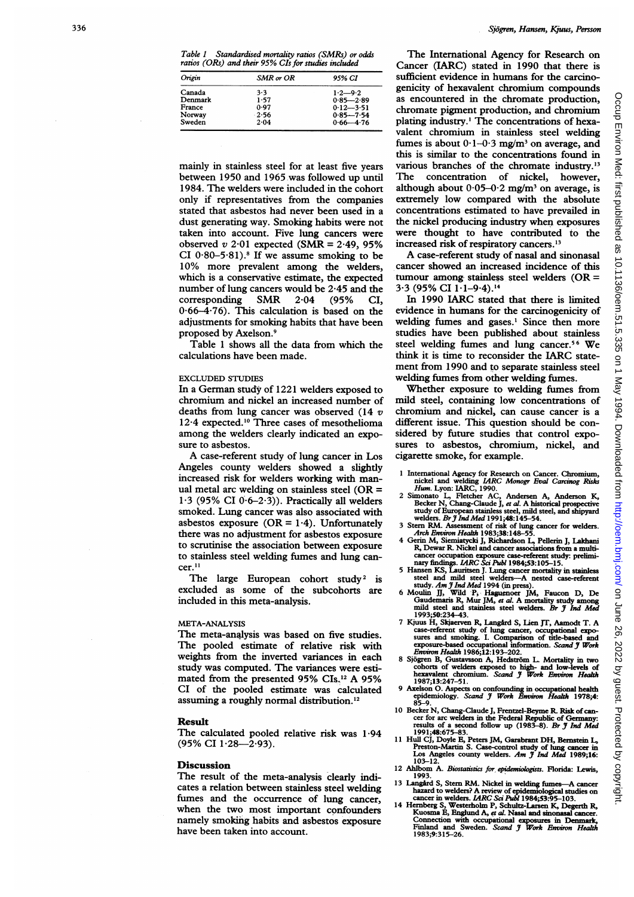Table 1 Standardised mortality ratios (SMRs) or odds ratios (ORs) and their 95% CIs for studies included

| Origin | SMR or OR | 95% CI |
|---|---|---|
| Canada | 3·3 | 1·2—9·2 |
| Denmark | 1·57 | 0·85—2·89 |
| France | 0·97 | 0·12—3·51 |
| Norway | 2·56 | 0·85—7·54 |
| Sweden | 2·04 | 0·66—4·76 |

mainly in stainless steel for at least five years between 1950 and 1965 was followed up until 1984. The welders were included in the cohort only if representatives from the companies stated that asbestos had never been used in a dust generating way. Smoking habits were not taken into account. Five lung cancers were observed *v* 2·01 expected (SMR = 2·49, 95% CI 0·80–5·81).[8] If we assume smoking to be 10% more prevalent among the welders, which is a conservative estimate, the expected number of lung cancers would be 2·45 and the corresponding SMR 2·04 (95% CI, 0·66–4·76). This calculation is based on the adjustments for smoking habits that have been proposed by Axelson.[9]

Table 1 shows all the data from which the calculations have been made.

### EXCLUDED STUDIES

In a German study of 1221 welders exposed to chromium and nickel an increased number of deaths from lung cancer was observed (14 *v* 12·4 expected.[10] Three cases of mesothelioma among the welders clearly indicated an exposure to asbestos.

A case-referent study of lung cancer in Los Angeles county welders showed a slightly increased risk for welders working with manual metal arc welding on stainless steel (OR = 1·3 (95% CI 0·6–2·3)). Practically all welders smoked. Lung cancer was also associated with asbestos exposure (OR = 1·4). Unfortunately there was no adjustment for asbestos exposure to scrutinise the association between exposure to stainless steel welding fumes and lung cancer.[11]

The large European cohort study[2] is excluded as some of the subcohorts are included in this meta-analysis.

### META-ANALYSIS

The meta-analysis was based on five studies. The pooled estimate of relative risk with weights from the inverted variances in each study was computed. The variances were estimated from the presented 95% CIs.[12] A 95% CI of the pooled estimate was calculated assuming a roughly normal distribution.[12]

## Result

The calculated pooled relative risk was 1·94 (95% CI 1·28—2·93).

## Discussion

The result of the meta-analysis clearly indicates a relation between stainless steel welding fumes and the occurrence of lung cancer, when the two most important confounders namely smoking habits and asbestos exposure have been taken into account.

The International Agency for Research on Cancer (IARC) stated in 1990 that there is sufficient evidence in humans for the carcinogenicity of hexavalent chromium compounds as encountered in the chromate production, chromate pigment production, and chromium plating industry.[1] The concentrations of hexavalent chromium in stainless steel welding fumes is about 0·1–0·3 mg/m$^3$ on average, and this is similar to the concentrations found in various branches of the chromate industry.[13] The concentration of nickel, however, although about 0·05–0·2 mg/m$^3$ on average, is extremely low compared with the absolute concentrations estimated to have prevailed in the nickel producing industry when exposures were thought to have contributed to the increased risk of respiratory cancers.[13]

A case-referent study of nasal and sinonasal cancer showed an increased incidence of this tumour among stainless steel welders (OR = 3·3 (95% CI 1·1–9·4).[14]

In 1990 IARC stated that there is limited evidence in humans for the carcinogenicity of welding fumes and gases.[1] Since then more studies have been published about stainless steel welding fumes and lung cancer.[5 6] We think it is time to reconsider the IARC statement from 1990 and to separate stainless steel welding fumes from other welding fumes.

Whether exposure to welding fumes from mild steel, containing low concentrations of chromium and nickel, can cause cancer is a different issue. This question should be considered by future studies that control exposures to asbestos, chromium, nickel, and cigarette smoke, for example.

1 International Agency for Research on Cancer. Chromium, nickel and welding *IARC Monogr Eval Carcinog Risks Hum*. Lyon: IARC, 1990.
2 Simonato L, Fletcher AC, Andersen A, Anderson K, Becker N, Chang-Claude J, *et al*. A historical prospective study of European stainless steel, mild steel, and shipyard welders. *Br J Ind Med* 1991;48:145–54.
3 Stern RM. Assessment of risk of lung cancer for welders. *Arch Environ Health* 1983;38:148–55.
4 Gerin M, Siemiatycki J, Richardson L, Pellerin J, Lakhani R, Dewar R. Nickel and cancer associations from a multicancer occupation exposure case-referent study: preliminary findings. *IARC Sci Publ* 1984;53:105–15.
5 Hansen KS, Lauritsen J. Lung cancer mortality in stainless steel and mild steel welders—A nested case-referent study. *Am J Ind Med* 1994 (in press).
6 Moulin JJ, Wild P, Haguenoer JM, Faucon D, De Gaudemaris R, Mur JM, *et al*. A mortality study among mild steel and stainless steel welders. *Br J Ind Med* 1993;50:234–43.
7 Kjuus H, Skjaerven R, Langård S, Lien JT, Aamodt T. A case-referent study of lung cancer, occupational exposures and smoking. I. Comparison of title-based and exposure-based occupational information. *Scand J Work Environ Health* 1986;12:193–202.
8 Sjögren B, Gustavsson A, Hedström L. Mortality in two cohorts of welders exposed to high- and low-levels of hexavalent chromium. *Scand J Work Environ Health* 1987;13:247–51.
9 Axelson O. Aspects on confounding in occupational health epidemiology. *Scand J Work Environ Health* 1978;4:85–9.
10 Becker N, Chang-Claude J, Frentzel-Beyme R. Risk of cancer for arc welders in the Federal Republic of Germany: results of a second follow up (1983–8). *Br J Ind Med* 1991;48:675–83.
11 Hull CJ, Doyle E, Peters JM, Garabrant DH, Bernstein L, Preston-Martin S. Case-control study of lung cancer in Los Angeles county welders. *Am J Ind Med* 1989;16:103–12.
12 Ahlbom A. *Biostatistics for epidemiologists*. Florida: Lewis, 1993.
13 Langård S, Stern RM. Nickel in welding fumes—A cancer hazard to welders? A review of epidemiological studies on cancer in welders. *IARC Sci Publ* 1984;53:95–103.
14 Hernberg S, Westerholm P, Schultz-Larsen K, Degerth R, Kuosma E, Englund A, *et al*. Nasal and sinonasal cancer. Connection with occupational exposures in Denmark, Finland and Sweden. *Scand J Work Environ Health* 1983;9:315–26.